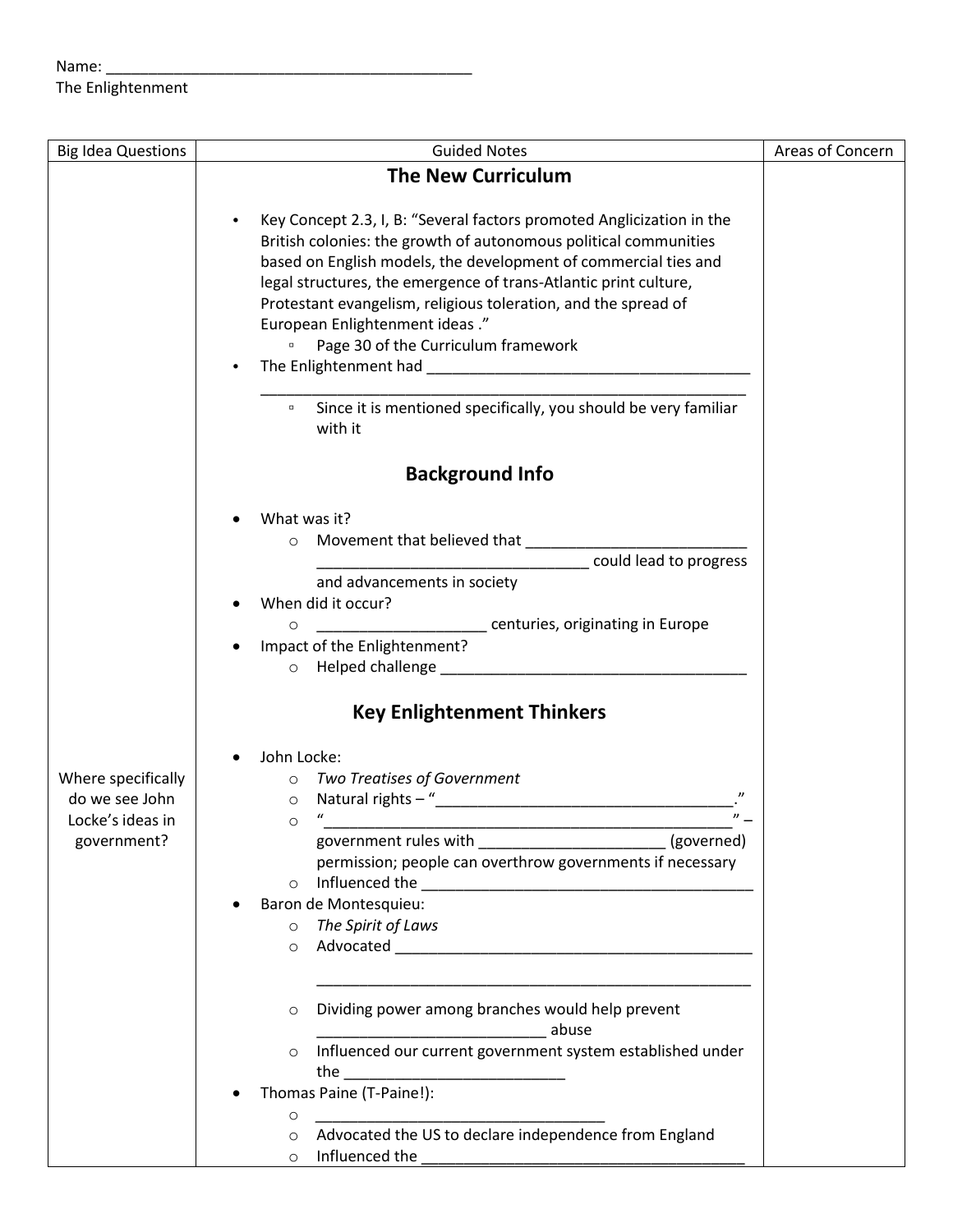Name: ___________________________________________

The Enlightenment

| Big Idea Questions | Guided Notes | Areas of Concern |
| --- | --- | --- |
| | **The New Curriculum**<br><br>• Key Concept 2.3, I, B: "Several factors promoted Anglicization in the British colonies: the growth of autonomous political communities based on English models, the development of commercial ties and legal structures, the emergence of trans-Atlantic print culture, Protestant evangelism, religious toleration, and the spread of European Enlightenment ideas ."<br>&nbsp;&nbsp;&nbsp;&nbsp;▫ Page 30 of the Curriculum framework<br>• The Enlightenment had ______________________________________ ________________________________________________________<br>&nbsp;&nbsp;&nbsp;&nbsp;▫ Since it is mentioned specifically, you should be very familiar with it<br><br>**Background Info**<br><br>• What was it?<br>&nbsp;&nbsp;&nbsp;&nbsp;○ Movement that believed that __________________________ ________________________________ could lead to progress and advancements in society<br>• When did it occur?<br>&nbsp;&nbsp;&nbsp;&nbsp;○ ____________________ centuries, originating in Europe<br>• Impact of the Enlightenment?<br>&nbsp;&nbsp;&nbsp;&nbsp;○ Helped challenge ____________________________________<br><br>**Key Enlightenment Thinkers** | |
| Where specifically do we see John Locke's ideas in government? | • John Locke:<br>&nbsp;&nbsp;&nbsp;&nbsp;○ *Two Treatises of Government*<br>&nbsp;&nbsp;&nbsp;&nbsp;○ Natural rights – "___________________________________."<br>&nbsp;&nbsp;&nbsp;&nbsp;○ "_________________________________________________" – government rules with _____________________ (governed) permission; people can overthrow governments if necessary<br>&nbsp;&nbsp;&nbsp;&nbsp;○ Influenced the _______________________________________<br>• Baron de Montesquieu:<br>&nbsp;&nbsp;&nbsp;&nbsp;○ *The Spirit of Laws*<br>&nbsp;&nbsp;&nbsp;&nbsp;○ Advocated __________________________________________ _____________________________________________________<br>&nbsp;&nbsp;&nbsp;&nbsp;○ Dividing power among branches would help prevent ___________________________ abuse<br>&nbsp;&nbsp;&nbsp;&nbsp;○ Influenced our current government system established under the __________________________<br>• Thomas Paine (T-Paine!):<br>&nbsp;&nbsp;&nbsp;&nbsp;○ ___________________________________<br>&nbsp;&nbsp;&nbsp;&nbsp;○ Advocated the US to declare independence from England<br>&nbsp;&nbsp;&nbsp;&nbsp;○ Influenced the _______________________________________ | |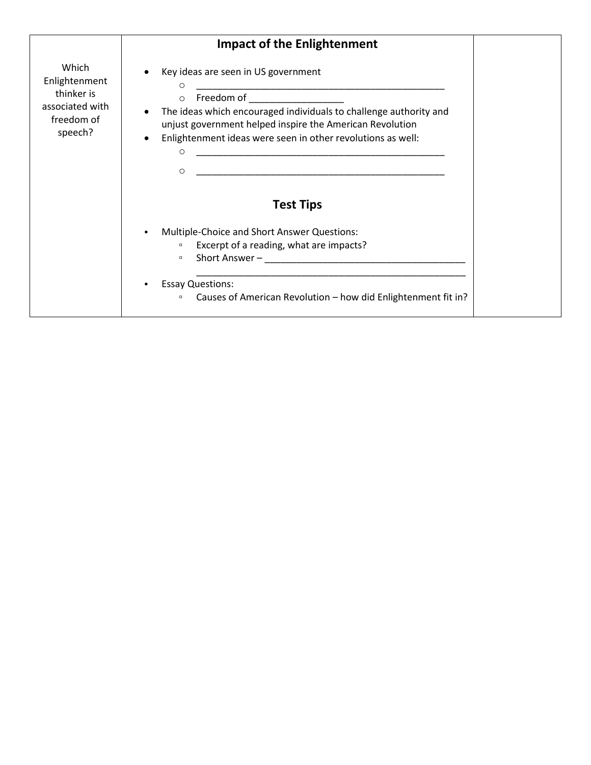| | | |
|---|---|---|
| Which Enlightenment thinker is associated with freedom of speech? | **Impact of the Enlightenment**<br><br>• Key ideas are seen in US government<br>&nbsp;&nbsp;&nbsp;&nbsp;○ _______________________________________________<br>&nbsp;&nbsp;&nbsp;&nbsp;○ Freedom of __________________<br>• The ideas which encouraged individuals to challenge authority and unjust government helped inspire the American Revolution<br>• Enlightenment ideas were seen in other revolutions as well:<br>&nbsp;&nbsp;&nbsp;&nbsp;○ _______________________________________________<br>&nbsp;&nbsp;&nbsp;&nbsp;○ _______________________________________________<br><br>**Test Tips**<br><br>• Multiple-Choice and Short Answer Questions:<br>&nbsp;&nbsp;&nbsp;&nbsp;▫ Excerpt of a reading, what are impacts?<br>&nbsp;&nbsp;&nbsp;&nbsp;▫ Short Answer – ______________________________________<br>&nbsp;&nbsp;&nbsp;&nbsp;_____________________________________________________<br>• Essay Questions:<br>&nbsp;&nbsp;&nbsp;&nbsp;▫ Causes of American Revolution – how did Enlightenment fit in? | |